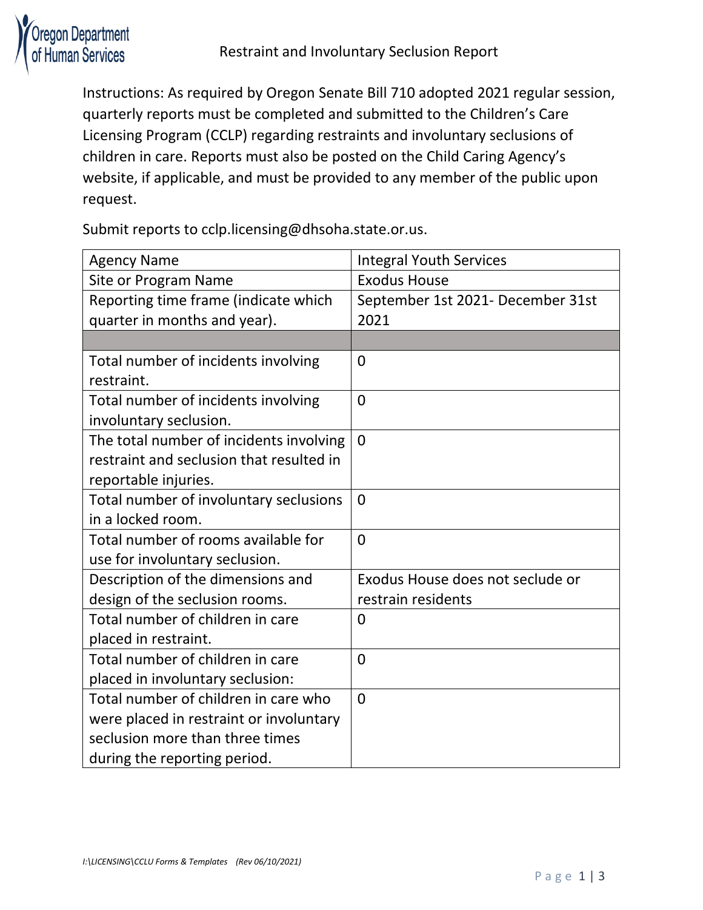# Restraint and Involuntary Seclusion Report

Instructions: As required by Oregon Senate Bill 710 adopted 2021 regular session, quarterly reports must be completed and submitted to the Children's Care Licensing Program (CCLP) regarding restraints and involuntary seclusions of children in care. Reports must also be posted on the Child Caring Agency's website, if applicable, and must be provided to any member of the public upon request.

Submit reports to cclp.licensing@dhsoha.state.or.us.

| Agency Name | Integral Youth Services |
|---|---|
| Site or Program Name | Exodus House |
| Reporting time frame (indicate which quarter in months and year). | September 1st 2021- December 31st 2021 |
| | |
| Total number of incidents involving restraint. | 0 |
| Total number of incidents involving involuntary seclusion. | 0 |
| The total number of incidents involving restraint and seclusion that resulted in reportable injuries. | 0 |
| Total number of involuntary seclusions in a locked room. | 0 |
| Total number of rooms available for use for involuntary seclusion. | 0 |
| Description of the dimensions and design of the seclusion rooms. | Exodus House does not seclude or restrain residents |
| Total number of children in care placed in restraint. | 0 |
| Total number of children in care placed in involuntary seclusion: | 0 |
| Total number of children in care who were placed in restraint or involuntary seclusion more than three times during the reporting period. | 0 |

*I:\LICENSING\CCLU Forms & Templates (Rev 06/10/2021)*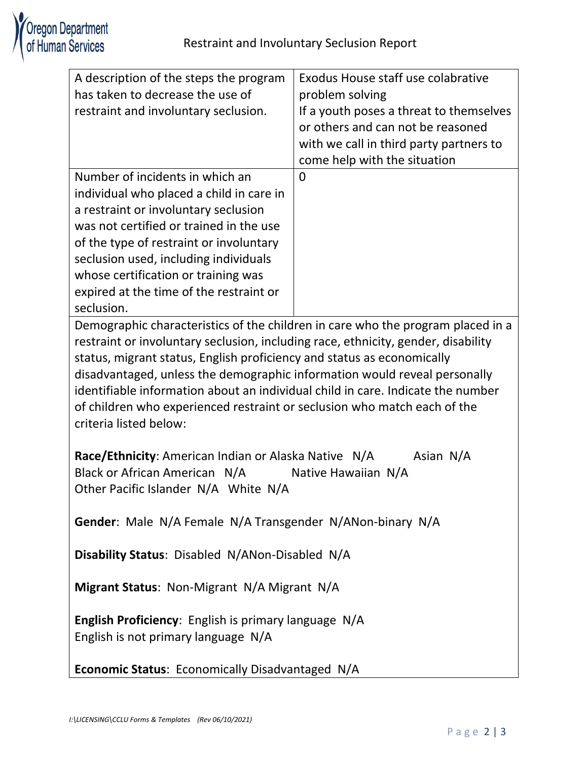| | |
|---|---|
| A description of the steps the program has taken to decrease the use of restraint and involuntary seclusion. | Exodus House staff use colabrative problem solving<br>If a youth poses a threat to themselves or others and can not be reasoned with we call in third party partners to come help with the situation |
| Number of incidents in which an individual who placed a child in care in a restraint or involuntary seclusion was not certified or trained in the use of the type of restraint or involuntary seclusion used, including individuals whose certification or training was expired at the time of the restraint or seclusion. | 0 |

Demographic characteristics of the children in care who the program placed in a restraint or involuntary seclusion, including race, ethnicity, gender, disability status, migrant status, English proficiency and status as economically disadvantaged, unless the demographic information would reveal personally identifiable information about an individual child in care. Indicate the number of children who experienced restraint or seclusion who match each of the criteria listed below:

**Race/Ethnicity**: American Indian or Alaska Native N/A Asian N/A
Black or African American N/A Native Hawaiian N/A
Other Pacific Islander N/A White N/A

**Gender**: Male N/A Female N/A Transgender N/ANon-binary N/A

**Disability Status**: Disabled N/ANon-Disabled N/A

**Migrant Status**: Non-Migrant N/A Migrant N/A

**English Proficiency**: English is primary language N/A
English is not primary language N/A

**Economic Status**: Economically Disadvantaged N/A

*I:\LICENSING\CCLU Forms & Templates (Rev 06/10/2021)*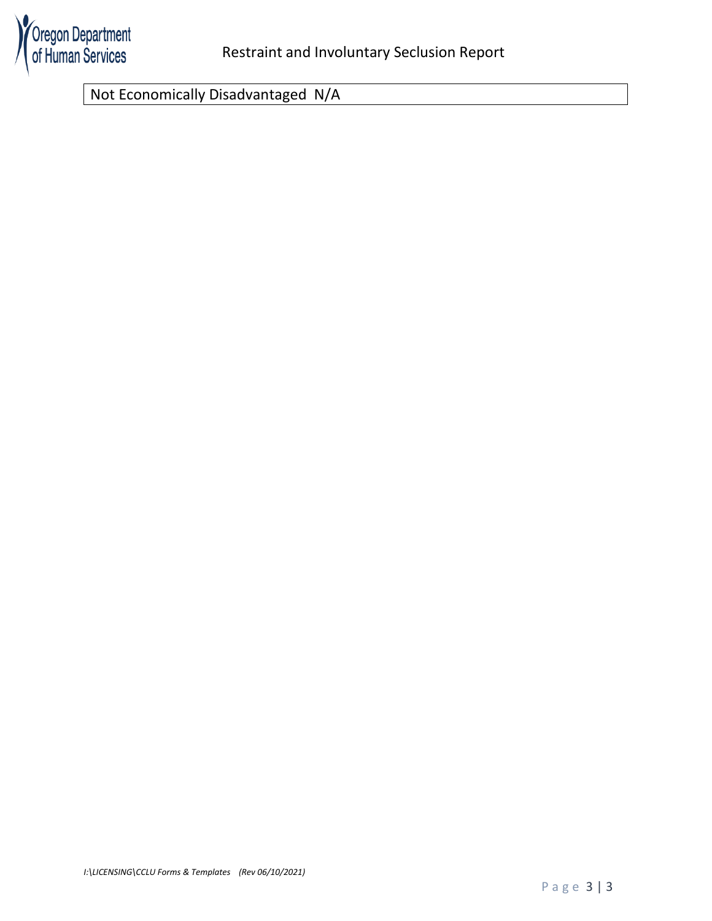| |
|---|
| Not Economically Disadvantaged  N/A |

*I:\LICENSING\CCLU Forms & Templates    (Rev 06/10/2021)*